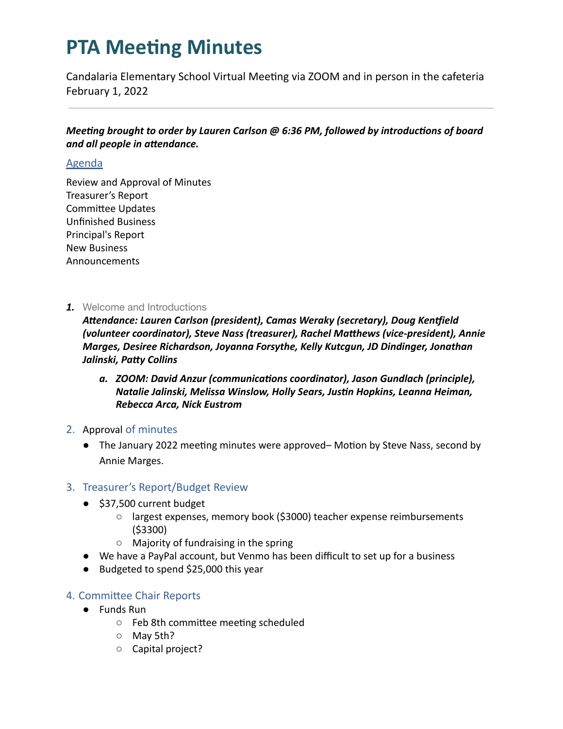# PTA Meeting Minutes

Candalaria Elementary School Virtual Meeting via ZOOM and in person in the cafeteria
February 1, 2022

---

***Meeting brought to order by Lauren Carlson @ 6:36 PM, followed by introductions of board and all people in attendance.***

## Agenda

Review and Approval of Minutes
Treasurer's Report
Committee Updates
Unfinished Business
Principal's Report
New Business
Announcements

1. Welcome and Introductions
   ***Attendance: Lauren Carlson (president), Camas Weraky (secretary), Doug Kentfield (volunteer coordinator), Steve Nass (treasurer), Rachel Matthews (vice-president), Annie Marges, Desiree Richardson, Joyanna Forsythe, Kelly Kutcgun, JD Dindinger, Jonathan Jalinski, Patty Collins***
   a. ***ZOOM: David Anzur (communications coordinator), Jason Gundlach (principle), Natalie Jalinski, Melissa Winslow, Holly Sears, Justin Hopkins, Leanna Heiman, Rebecca Arca, Nick Eustrom***

2. Approval of minutes
   - The January 2022 meeting minutes were approved– Motion by Steve Nass, second by Annie Marges.

3. Treasurer's Report/Budget Review
   - $37,500 current budget
     - largest expenses, memory book ($3000) teacher expense reimbursements ($3300)
     - Majority of fundraising in the spring
   - We have a PayPal account, but Venmo has been difficult to set up for a business
   - Budgeted to spend $25,000 this year

4. Committee Chair Reports
   - Funds Run
     - Feb 8th committee meeting scheduled
     - May 5th?
     - Capital project?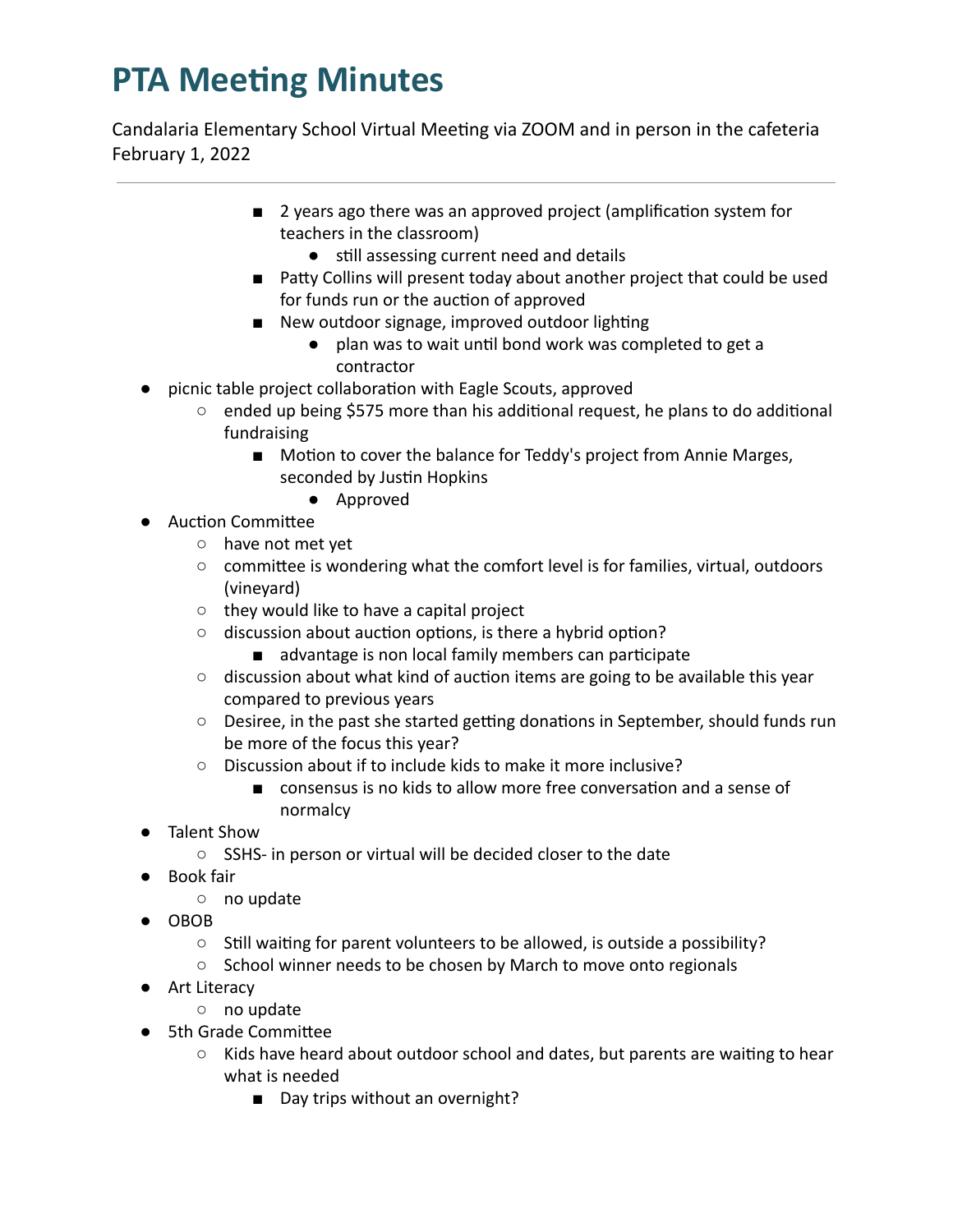# PTA Meeting Minutes

Candalaria Elementary School Virtual Meeting via ZOOM and in person in the cafeteria
February 1, 2022

---

            - 2 years ago there was an approved project (amplification system for teachers in the classroom)
                - still assessing current need and details
            - Patty Collins will present today about another project that could be used for funds run or the auction of approved
            - New outdoor signage, improved outdoor lighting
                - plan was to wait until bond work was completed to get a contractor
- picnic table project collaboration with Eagle Scouts, approved
    - ended up being $575 more than his additional request, he plans to do additional fundraising
        - Motion to cover the balance for Teddy's project from Annie Marges, seconded by Justin Hopkins
            - Approved
- Auction Committee
    - have not met yet
    - committee is wondering what the comfort level is for families, virtual, outdoors (vineyard)
    - they would like to have a capital project
    - discussion about auction options, is there a hybrid option?
        - advantage is non local family members can participate
    - discussion about what kind of auction items are going to be available this year compared to previous years
    - Desiree, in the past she started getting donations in September, should funds run be more of the focus this year?
    - Discussion about if to include kids to make it more inclusive?
        - consensus is no kids to allow more free conversation and a sense of normalcy
- Talent Show
    - SSHS- in person or virtual will be decided closer to the date
- Book fair
    - no update
- OBOB
    - Still waiting for parent volunteers to be allowed, is outside a possibility?
    - School winner needs to be chosen by March to move onto regionals
- Art Literacy
    - no update
- 5th Grade Committee
    - Kids have heard about outdoor school and dates, but parents are waiting to hear what is needed
        - Day trips without an overnight?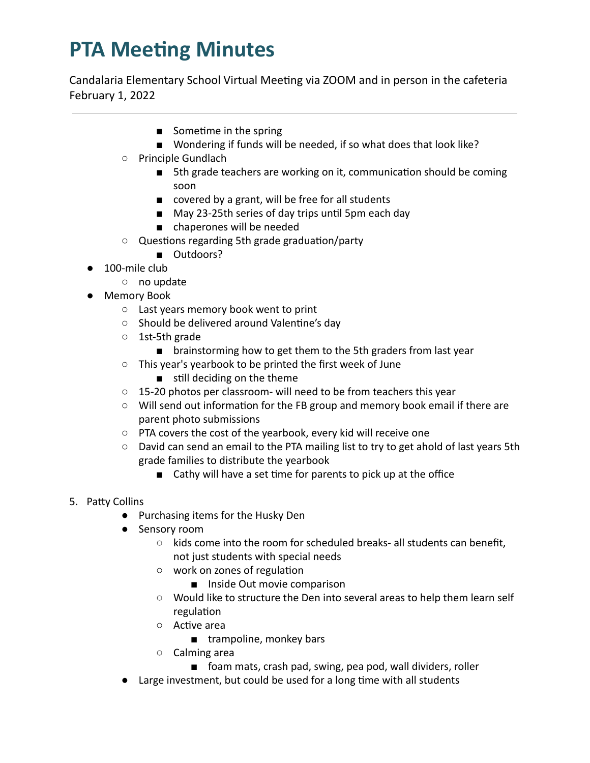# PTA Meeting Minutes

Candalaria Elementary School Virtual Meeting via ZOOM and in person in the cafeteria
February 1, 2022

---

            - Sometime in the spring
            - Wondering if funds will be needed, if so what does that look like?
        - Principle Gundlach
            - 5th grade teachers are working on it, communication should be coming soon
            - covered by a grant, will be free for all students
            - May 23-25th series of day trips until 5pm each day
            - chaperones will be needed
        - Questions regarding 5th grade graduation/party
            - Outdoors?
    - 100-mile club
        - no update
    - Memory Book
        - Last years memory book went to print
        - Should be delivered around Valentine's day
        - 1st-5th grade
            - brainstorming how to get them to the 5th graders from last year
        - This year's yearbook to be printed the first week of June
            - still deciding on the theme
        - 15-20 photos per classroom- will need to be from teachers this year
        - Will send out information for the FB group and memory book email if there are parent photo submissions
        - PTA covers the cost of the yearbook, every kid will receive one
        - David can send an email to the PTA mailing list to try to get ahold of last years 5th grade families to distribute the yearbook
            - Cathy will have a set time for parents to pick up at the office

5. Patty Collins
    - Purchasing items for the Husky Den
    - Sensory room
        - kids come into the room for scheduled breaks- all students can benefit, not just students with special needs
        - work on zones of regulation
            - Inside Out movie comparison
        - Would like to structure the Den into several areas to help them learn self regulation
        - Active area
            - trampoline, monkey bars
        - Calming area
            - foam mats, crash pad, swing, pea pod, wall dividers, roller
    - Large investment, but could be used for a long time with all students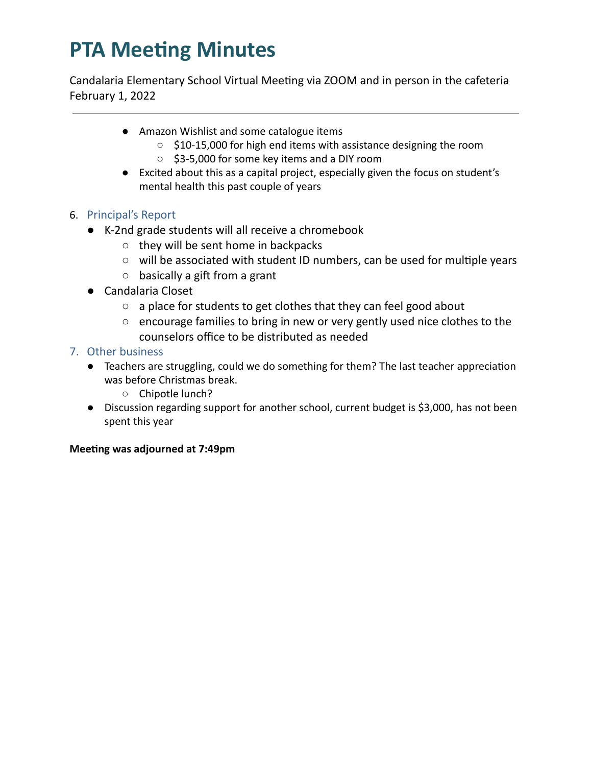# PTA Meeting Minutes

Candalaria Elementary School Virtual Meeting via ZOOM and in person in the cafeteria
February 1, 2022

---

- Amazon Wishlist and some catalogue items
    - $10-15,000 for high end items with assistance designing the room
    - $3-5,000 for some key items and a DIY room
- Excited about this as a capital project, especially given the focus on student's mental health this past couple of years

6. Principal's Report
    - K-2nd grade students will all receive a chromebook
        - they will be sent home in backpacks
        - will be associated with student ID numbers, can be used for multiple years
        - basically a gift from a grant
    - Candalaria Closet
        - a place for students to get clothes that they can feel good about
        - encourage families to bring in new or very gently used nice clothes to the counselors office to be distributed as needed
7. Other business
    - Teachers are struggling, could we do something for them? The last teacher appreciation was before Christmas break.
        - Chipotle lunch?
    - Discussion regarding support for another school, current budget is $3,000, has not been spent this year

**Meeting was adjourned at 7:49pm**